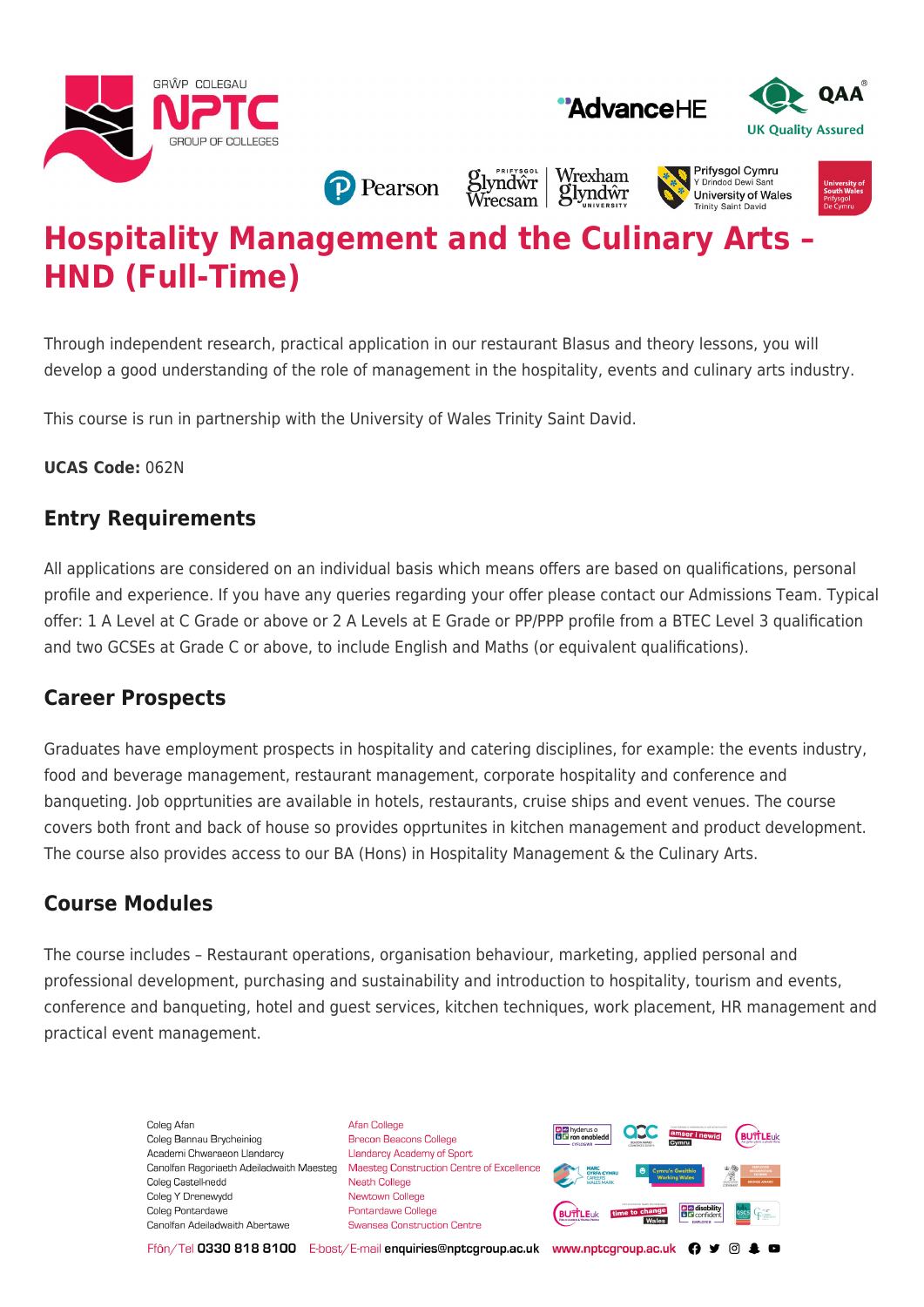# Hospitality Management and the Culinary Arts – HND (Full-Time)

Through independent research, practical application in our restaurant Blasus and theory lessons, you will develop a good understanding of the role of management in the hospitality, events and culinary arts industry.

This course is run in partnership with the University of Wales Trinity Saint David.

**UCAS Code:** 062N

## Entry Requirements

All applications are considered on an individual basis which means offers are based on qualifications, personal profile and experience. If you have any queries regarding your offer please contact our Admissions Team. Typical offer: 1 A Level at C Grade or above or 2 A Levels at E Grade or PP/PPP profile from a BTEC Level 3 qualification and two GCSEs at Grade C or above, to include English and Maths (or equivalent qualifications).

## Career Prospects

Graduates have employment prospects in hospitality and catering disciplines, for example: the events industry, food and beverage management, restaurant management, corporate hospitality and conference and banqueting. Job opprtunities are available in hotels, restaurants, cruise ships and event venues. The course covers both front and back of house so provides opprtunites in kitchen management and product development. The course also provides access to our BA (Hons) in Hospitality Management & the Culinary Arts.

## Course Modules

The course includes – Restaurant operations, organisation behaviour, marketing, applied personal and professional development, purchasing and sustainability and introduction to hospitality, tourism and events, conference and banqueting, hotel and guest services, kitchen techniques, work placement, HR management and practical event management.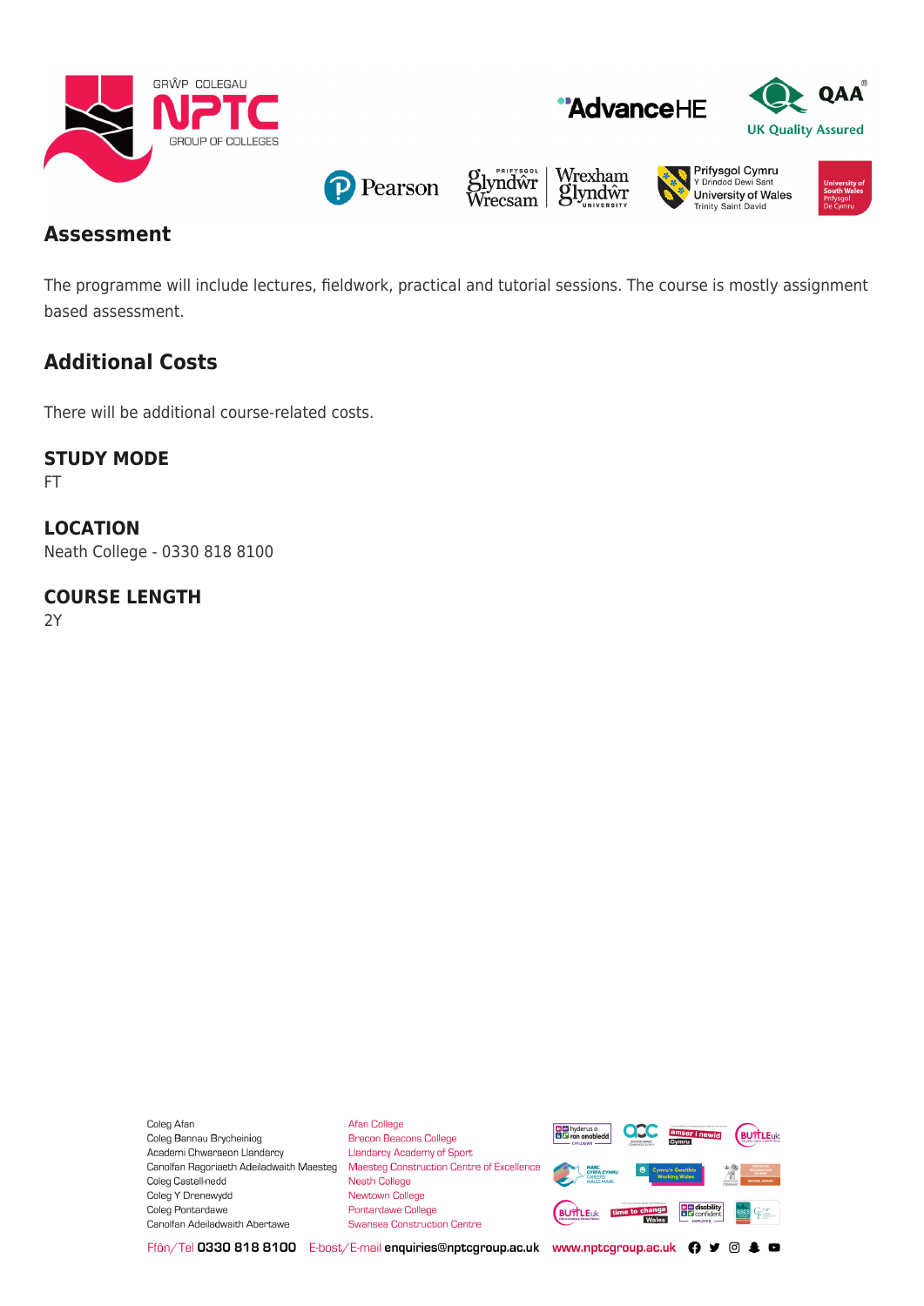## Assessment

The programme will include lectures, fieldwork, practical and tutorial sessions. The course is mostly assignment based assessment.

## Additional Costs

There will be additional course-related costs.

**STUDY MODE**
FT

**LOCATION**
Neath College - 0330 818 8100

**COURSE LENGTH**
2Y